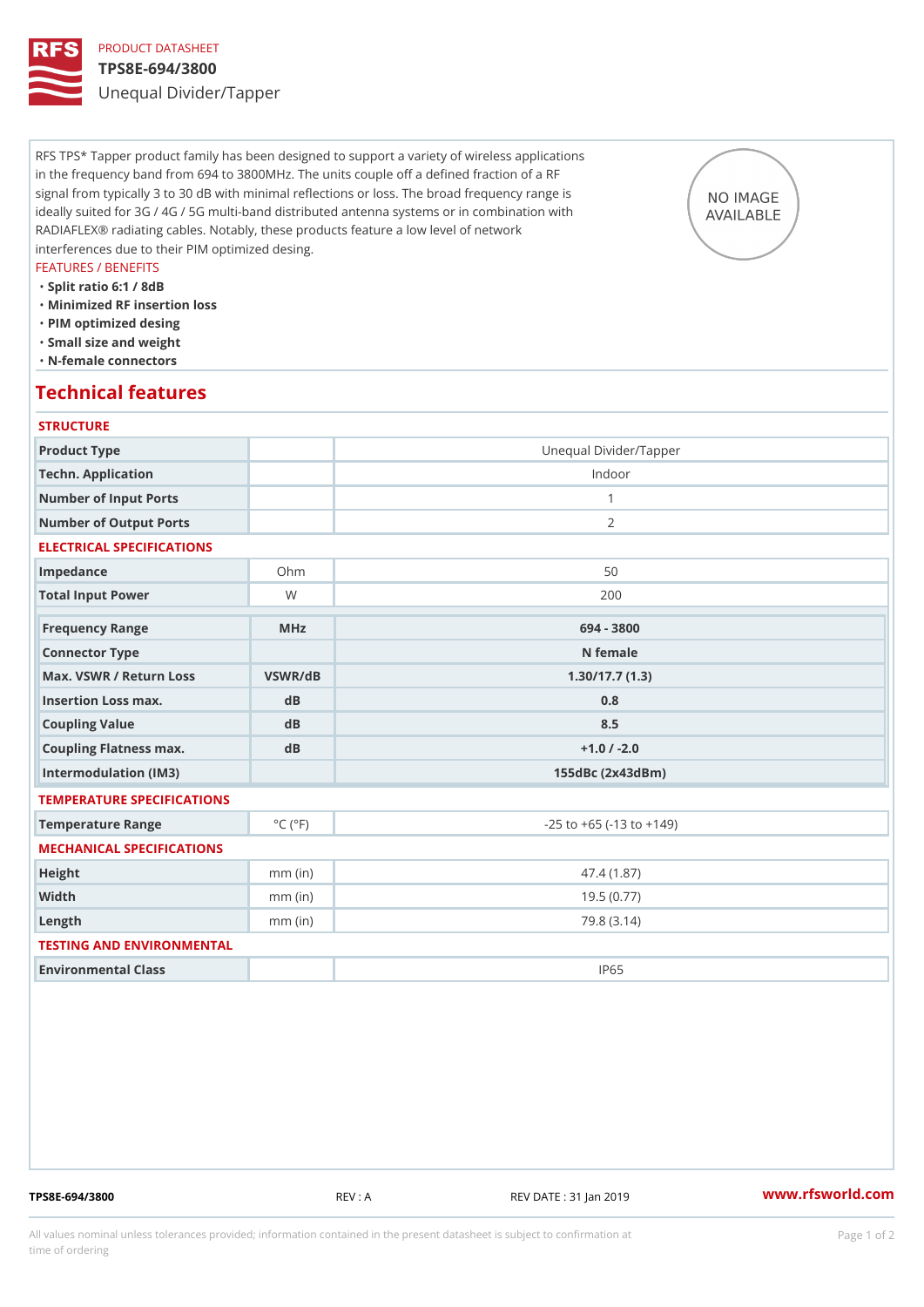PRODUCT DATASHEET

# TPS8E-694/3800

## Unequal Divider/Tapper

RFS TPS* Tapper product family has been designed to support a variety of wireless applications in the frequency band from 694 to 3800MHz. The units couple off a defined fraction of a RF signal from typically 3 to 30 dB with minimal reflections or loss. The broad frequency range is ideally suited for 3G / 4G / 5G multi-band distributed antenna systems or in combination with RADIAFLEX® radiating cables. Notably, these products feature a low level of network interferences due to their PIM optimized desing.

NO IMAGE AVAILABLE

FEATURES / BENEFITS

- Split ratio 6:1 / 8dB
- Minimized RF insertion loss
- PIM optimized desing
- Small size and weight
- N-female connectors

## Technical features

### STRUCTURE

| | | |
|---|---|---|
| Product Type | | Unequal Divider/Tapper |
| Techn. Application | | Indoor |
| Number of Input Ports | | 1 |
| Number of Output Ports | | 2 |

### ELECTRICAL SPECIFICATIONS

| | | |
|---|---|---|
| Impedance | Ohm | 50 |
| Total Input Power | W | 200 |
| Frequency Range | MHz | 694 - 3800 |
| Connector Type | | N female |
| Max. VSWR / Return Loss | VSWR/dB | 1.30/17.7 (1.3) |
| Insertion Loss max. | dB | 0.8 |
| Coupling Value | dB | 8.5 |
| Coupling Flatness max. | dB | +1.0 / -2.0 |
| Intermodulation (IM3) | | 155dBc (2x43dBm) |

### TEMPERATURE SPECIFICATIONS

| | | |
|---|---|---|
| Temperature Range | °C (°F) | -25 to +65 (-13 to +149) |

### MECHANICAL SPECIFICATIONS

| | | |
|---|---|---|
| Height | mm (in) | 47.4 (1.87) |
| Width | mm (in) | 19.5 (0.77) |
| Length | mm (in) | 79.8 (3.14) |

### TESTING AND ENVIRONMENTAL

| | | |
|---|---|---|
| Environmental Class | | IP65 |

TPS8E-694/3800 REV : A REV DATE : 31 Jan 2019 www.rfsworld.com

All values nominal unless tolerances provided; information contained in the present datasheet is subject to confirmation at time of ordering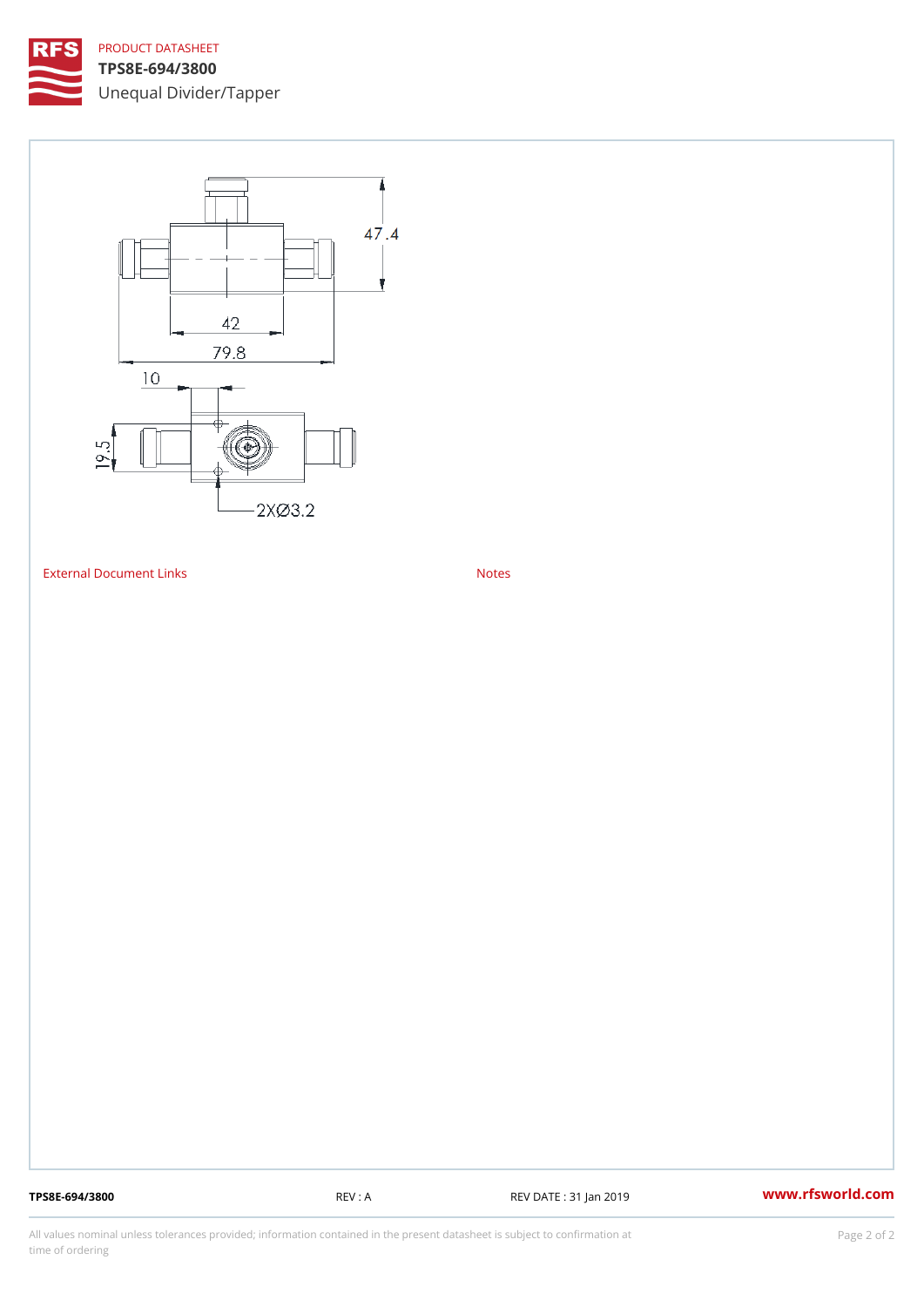PRODUCT DATASHEET

**TPS8E-694/3800**

Unequal Divider/Tapper

47.4

42

79.8

10

19.5

2XØ3.2

External Document Links

Notes

TPS8E-694/3800 REV : A REV DATE : 31 Jan 2019 www.rfsworld.com

All values nominal unless tolerances provided; information contained in the present datasheet is subject to confirmation at time of ordering